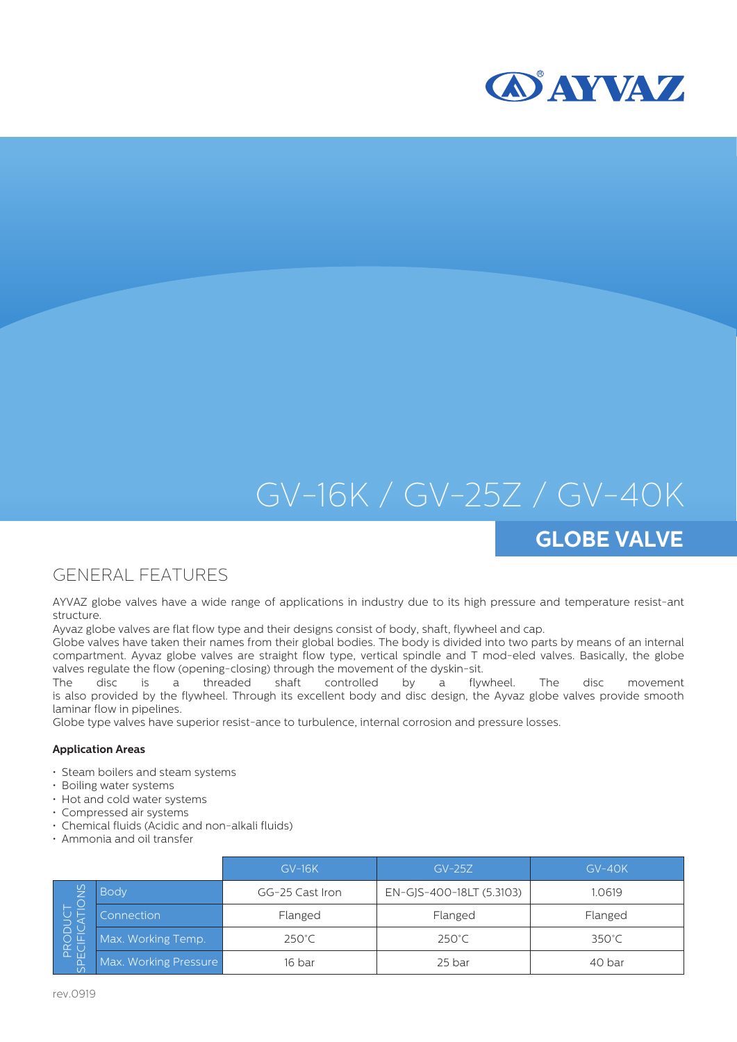AYVAZ

# GV-16K / GV-25Z / GV-40K

## GLOBE VALVE

## GENERAL FEATURES

AYVAZ globe valves have a wide range of applications in industry due to its high pressure and temperature resist-ant structure.

Ayvaz globe valves are flat flow type and their designs consist of body, shaft, flywheel and cap.

Globe valves have taken their names from their global bodies. The body is divided into two parts by means of an internal compartment. Ayvaz globe valves are straight flow type, vertical spindle and T mod-eled valves. Basically, the globe valves regulate the flow (opening-closing) through the movement of the dyskin-sit.

The disc is a threaded shaft controlled by a flywheel. The disc movement is also provided by the flywheel. Through its excellent body and disc design, the Ayvaz globe valves provide smooth laminar flow in pipelines.

Globe type valves have superior resist-ance to turbulence, internal corrosion and pressure losses.

**Application Areas**

- Steam boilers and steam systems
- Boiling water systems
- Hot and cold water systems
- Compressed air systems
- Chemical fluids (Acidic and non-alkali fluids)
- Ammonia and oil transfer

| PRODUCT SPECIFICATIONS | | GV-16K | GV-25Z | GV-40K |
|---|---|---|---|---|
| | Body | GG-25 Cast Iron | EN-GJS-400-18LT (5.3103) | 1.0619 |
| | Connection | Flanged | Flanged | Flanged |
| | Max. Working Temp. | 250°C | 250°C | 350°C |
| | Max. Working Pressure | 16 bar | 25 bar | 40 bar |

rev.0919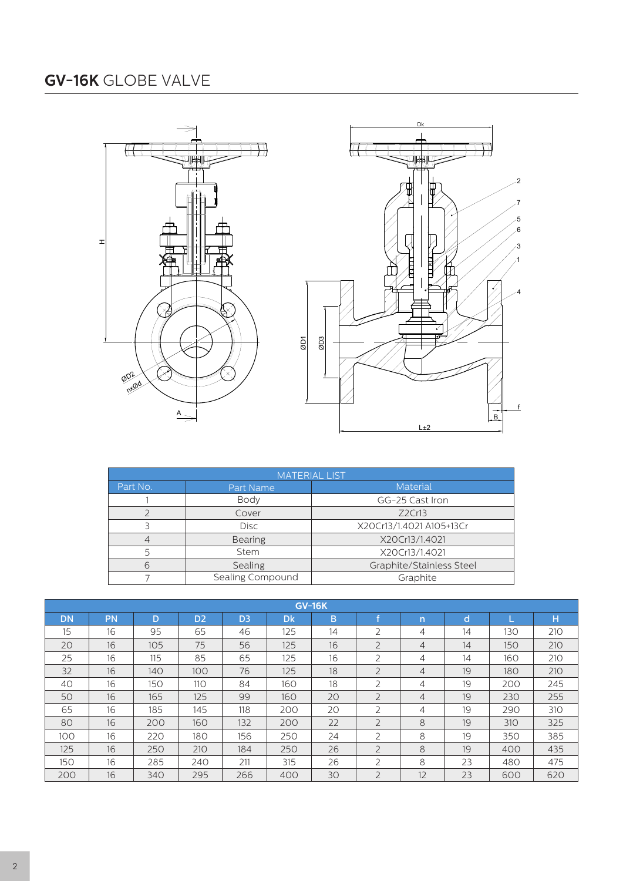# **GV-16K** GLOBE VALVE

| MATERIAL LIST | | |
|---|---|---|
| Part No. | Part Name | Material |
| 1 | Body | GG-25 Cast Iron |
| 2 | Cover | Z2Cr13 |
| 3 | Disc | X20Cr13/1.4021 A105+13Cr |
| 4 | Bearing | X20Cr13/1.4021 |
| 5 | Stem | X20Cr13/1.4021 |
| 6 | Sealing | Graphite/Stainless Steel |
| 7 | Sealing Compound | Graphite |

| GV-16K | | | | | | | | | | | |
|---|---|---|---|---|---|---|---|---|---|---|---|
| DN | PN | D | D2 | D3 | Dk | B | f | n | d | L | H |
| 15 | 16 | 95 | 65 | 46 | 125 | 14 | 2 | 4 | 14 | 130 | 210 |
| 20 | 16 | 105 | 75 | 56 | 125 | 16 | 2 | 4 | 14 | 150 | 210 |
| 25 | 16 | 115 | 85 | 65 | 125 | 16 | 2 | 4 | 14 | 160 | 210 |
| 32 | 16 | 140 | 100 | 76 | 125 | 18 | 2 | 4 | 19 | 180 | 210 |
| 40 | 16 | 150 | 110 | 84 | 160 | 18 | 2 | 4 | 19 | 200 | 245 |
| 50 | 16 | 165 | 125 | 99 | 160 | 20 | 2 | 4 | 19 | 230 | 255 |
| 65 | 16 | 185 | 145 | 118 | 200 | 20 | 2 | 4 | 19 | 290 | 310 |
| 80 | 16 | 200 | 160 | 132 | 200 | 22 | 2 | 8 | 19 | 310 | 325 |
| 100 | 16 | 220 | 180 | 156 | 250 | 24 | 2 | 8 | 19 | 350 | 385 |
| 125 | 16 | 250 | 210 | 184 | 250 | 26 | 2 | 8 | 19 | 400 | 435 |
| 150 | 16 | 285 | 240 | 211 | 315 | 26 | 2 | 8 | 23 | 480 | 475 |
| 200 | 16 | 340 | 295 | 266 | 400 | 30 | 2 | 12 | 23 | 600 | 620 |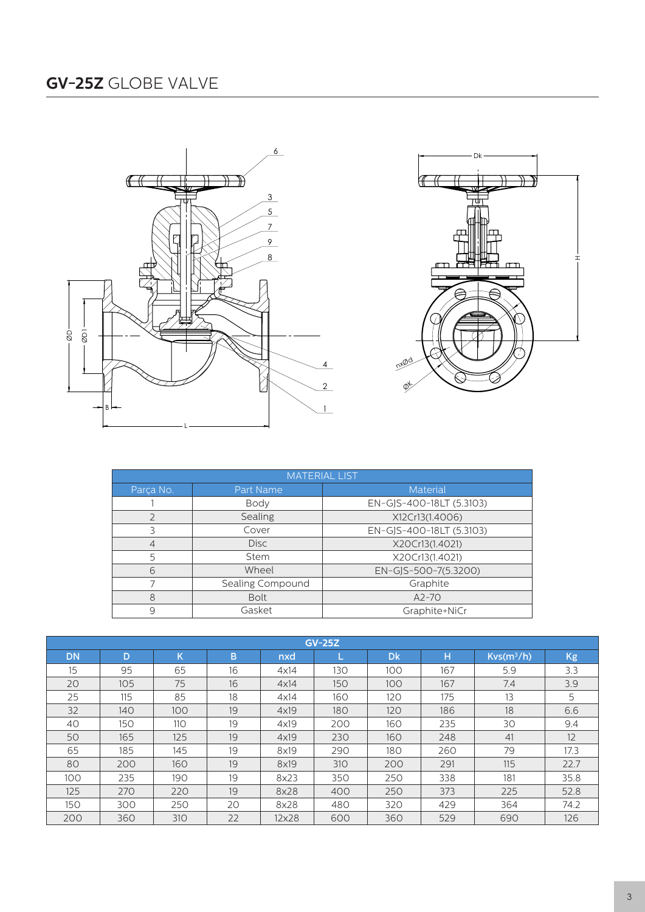# **GV-25Z** GLOBE VALVE

| MATERIAL LIST | | |
|---|---|---|
| Parça No. | Part Name | Material |
| 1 | Body | EN-GJS-400-18LT (5.3103) |
| 2 | Sealing | X12Cr13(1.4006) |
| 3 | Cover | EN-GJS-400-18LT (5.3103) |
| 4 | Disc | X20Cr13(1.4021) |
| 5 | Stem | X20Cr13(1.4021) |
| 6 | Wheel | EN-GJS-500-7(5.3200) |
| 7 | Sealing Compound | Graphite |
| 8 | Bolt | A2-70 |
| 9 | Gasket | Graphite+NiCr |

| GV-25Z | | | | | | | | | |
|---|---|---|---|---|---|---|---|---|---|
| DN | D | K | B | nxd | L | Dk | H | Kvs($m^3$/h) | Kg |
| 15 | 95 | 65 | 16 | 4x14 | 130 | 100 | 167 | 5.9 | 3.3 |
| 20 | 105 | 75 | 16 | 4x14 | 150 | 100 | 167 | 7.4 | 3.9 |
| 25 | 115 | 85 | 18 | 4x14 | 160 | 120 | 175 | 13 | 5 |
| 32 | 140 | 100 | 19 | 4x19 | 180 | 120 | 186 | 18 | 6.6 |
| 40 | 150 | 110 | 19 | 4x19 | 200 | 160 | 235 | 30 | 9.4 |
| 50 | 165 | 125 | 19 | 4x19 | 230 | 160 | 248 | 41 | 12 |
| 65 | 185 | 145 | 19 | 8x19 | 290 | 180 | 260 | 79 | 17.3 |
| 80 | 200 | 160 | 19 | 8x19 | 310 | 200 | 291 | 115 | 22.7 |
| 100 | 235 | 190 | 19 | 8x23 | 350 | 250 | 338 | 181 | 35.8 |
| 125 | 270 | 220 | 19 | 8x28 | 400 | 250 | 373 | 225 | 52.8 |
| 150 | 300 | 250 | 20 | 8x28 | 480 | 320 | 429 | 364 | 74.2 |
| 200 | 360 | 310 | 22 | 12x28 | 600 | 360 | 529 | 690 | 126 |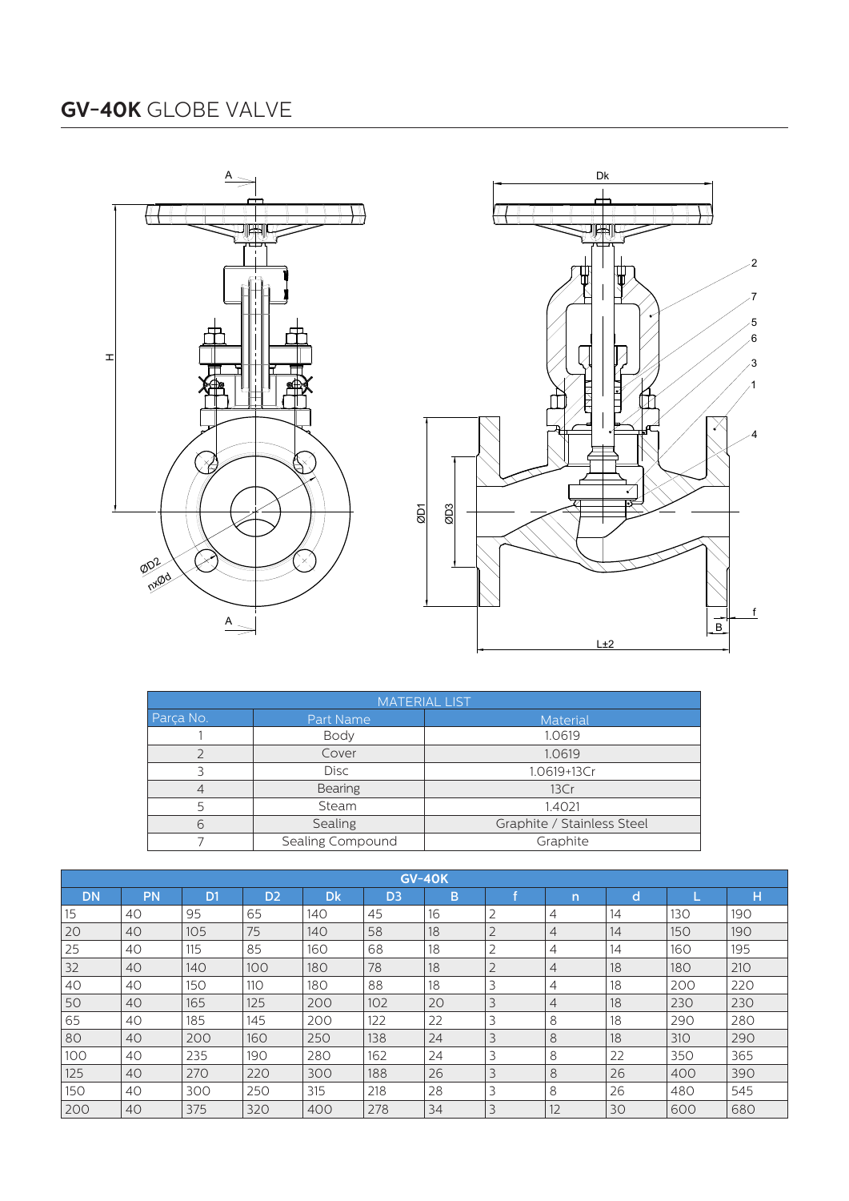# **GV-40K** GLOBE VALVE

| MATERIAL LIST | | |
|---|---|---|
| Parça No. | Part Name | Material |
| 1 | Body | 1.0619 |
| 2 | Cover | 1.0619 |
| 3 | Disc | 1.0619+13Cr |
| 4 | Bearing | 13Cr |
| 5 | Steam | 1.4021 |
| 6 | Sealing | Graphite / Stainless Steel |
| 7 | Sealing Compound | Graphite |

| GV-40K | | | | | | | | | | | |
|---|---|---|---|---|---|---|---|---|---|---|---|
| DN | PN | D1 | D2 | Dk | D3 | B | f | n | d | L | H |
| 15 | 40 | 95 | 65 | 140 | 45 | 16 | 2 | 4 | 14 | 130 | 190 |
| 20 | 40 | 105 | 75 | 140 | 58 | 18 | 2 | 4 | 14 | 150 | 190 |
| 25 | 40 | 115 | 85 | 160 | 68 | 18 | 2 | 4 | 14 | 160 | 195 |
| 32 | 40 | 140 | 100 | 180 | 78 | 18 | 2 | 4 | 18 | 180 | 210 |
| 40 | 40 | 150 | 110 | 180 | 88 | 18 | 3 | 4 | 18 | 200 | 220 |
| 50 | 40 | 165 | 125 | 200 | 102 | 20 | 3 | 4 | 18 | 230 | 230 |
| 65 | 40 | 185 | 145 | 200 | 122 | 22 | 3 | 8 | 18 | 290 | 280 |
| 80 | 40 | 200 | 160 | 250 | 138 | 24 | 3 | 8 | 18 | 310 | 290 |
| 100 | 40 | 235 | 190 | 280 | 162 | 24 | 3 | 8 | 22 | 350 | 365 |
| 125 | 40 | 270 | 220 | 300 | 188 | 26 | 3 | 8 | 26 | 400 | 390 |
| 150 | 40 | 300 | 250 | 315 | 218 | 28 | 3 | 8 | 26 | 480 | 545 |
| 200 | 40 | 375 | 320 | 400 | 278 | 34 | 3 | 12 | 30 | 600 | 680 |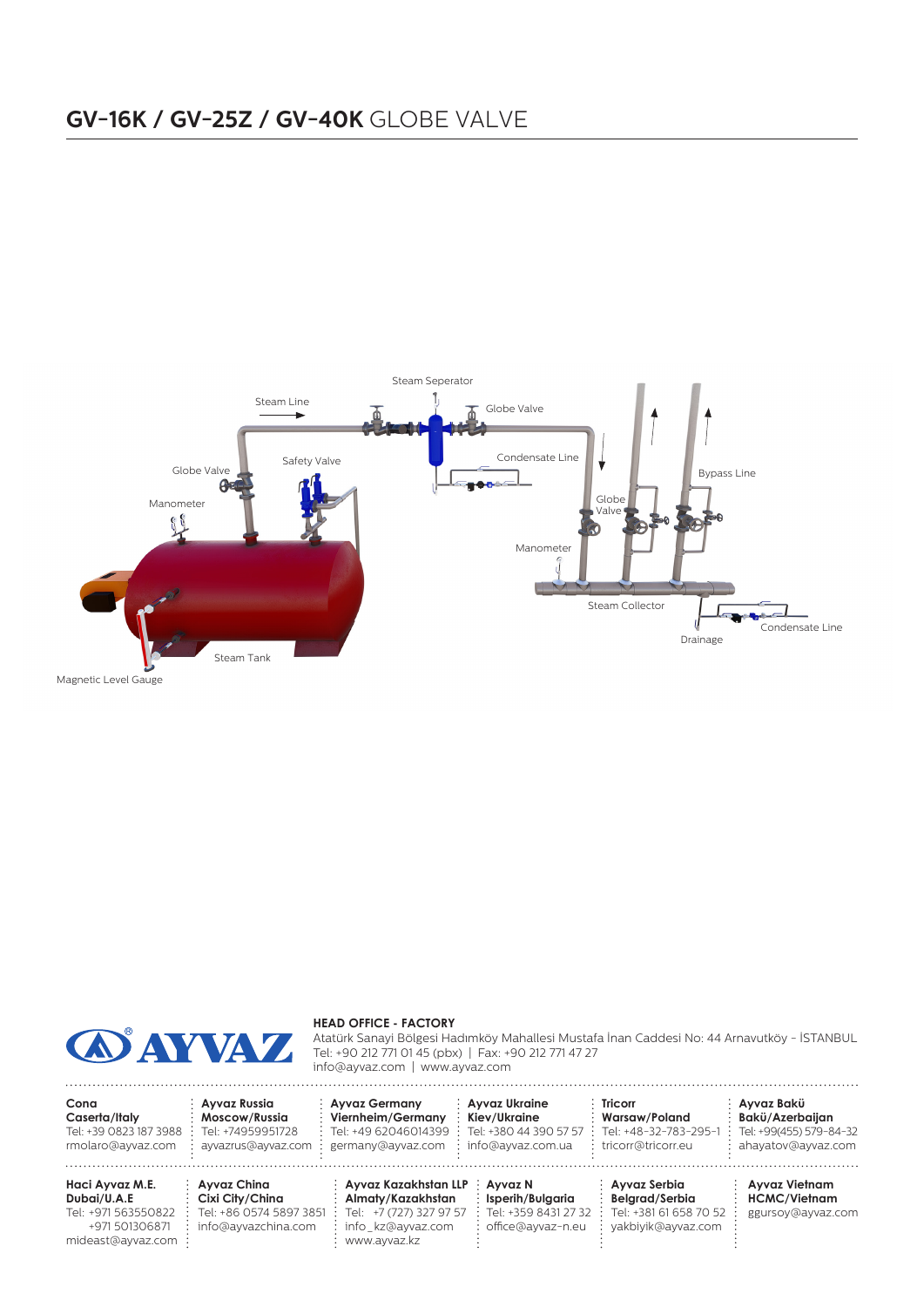# **GV-16K / GV-25Z / GV-40K** GLOBE VALVE

Steam Seperator
Steam Line
Globe Valve
Condensate Line
Globe Valve
Safety Valve
Bypass Line
Manometer
Globe Valve
Manometer
Steam Collector
Condensate Line
Drainage
Steam Tank
Magnetic Level Gauge

**HEAD OFFICE - FACTORY**
Atatürk Sanayi Bölgesi Hadımköy Mahallesi Mustafa İnan Caddesi No: 44 Arnavutköy - İSTANBUL
Tel: +90 212 771 01 45 (pbx) | Fax: +90 212 771 47 27
info@ayvaz.com | www.ayvaz.com

**Cona**
**Caserta/Italy**
Tel: +39 0823 187 3988
rmolaro@ayvaz.com

**Ayvaz Russia**
**Moscow/Russia**
Tel: +74959951728
ayvazrus@ayvaz.com

**Ayvaz Germany**
**Viernheim/Germany**
Tel: +49 62046014399
germany@ayvaz.com

**Ayvaz Ukraine**
**Kiev/Ukraine**
Tel: +380 44 390 57 57
info@ayvaz.com.ua

**Tricorr**
**Warsaw/Poland**
Tel: +48-32-783-295-1
tricorr@tricorr.eu

**Ayvaz Bakü**
**Bakü/Azerbaijan**
Tel: +99(455) 579-84-32
ahayatov@ayvaz.com

**Haci Ayvaz M.E.**
**Dubai/U.A.E**
Tel: +971 563550822
+971 501306871
mideast@ayvaz.com

**Ayvaz China**
**Cixi City/China**
Tel: +86 0574 5897 3851
info@ayvazchina.com

**Ayvaz Kazakhstan LLP**
**Almaty/Kazakhstan**
Tel: +7 (727) 327 97 57
info_kz@ayvaz.com
www.ayvaz.kz

**Ayvaz N**
**Isperih/Bulgaria**
Tel: +359 8431 27 32
office@ayvaz-n.eu

**Ayvaz Serbia**
**Belgrad/Serbia**
Tel: +381 61 658 70 52
yakbiyik@ayvaz.com

**Ayvaz Vietnam**
**HCMC/Vietnam**
ggursoy@ayvaz.com